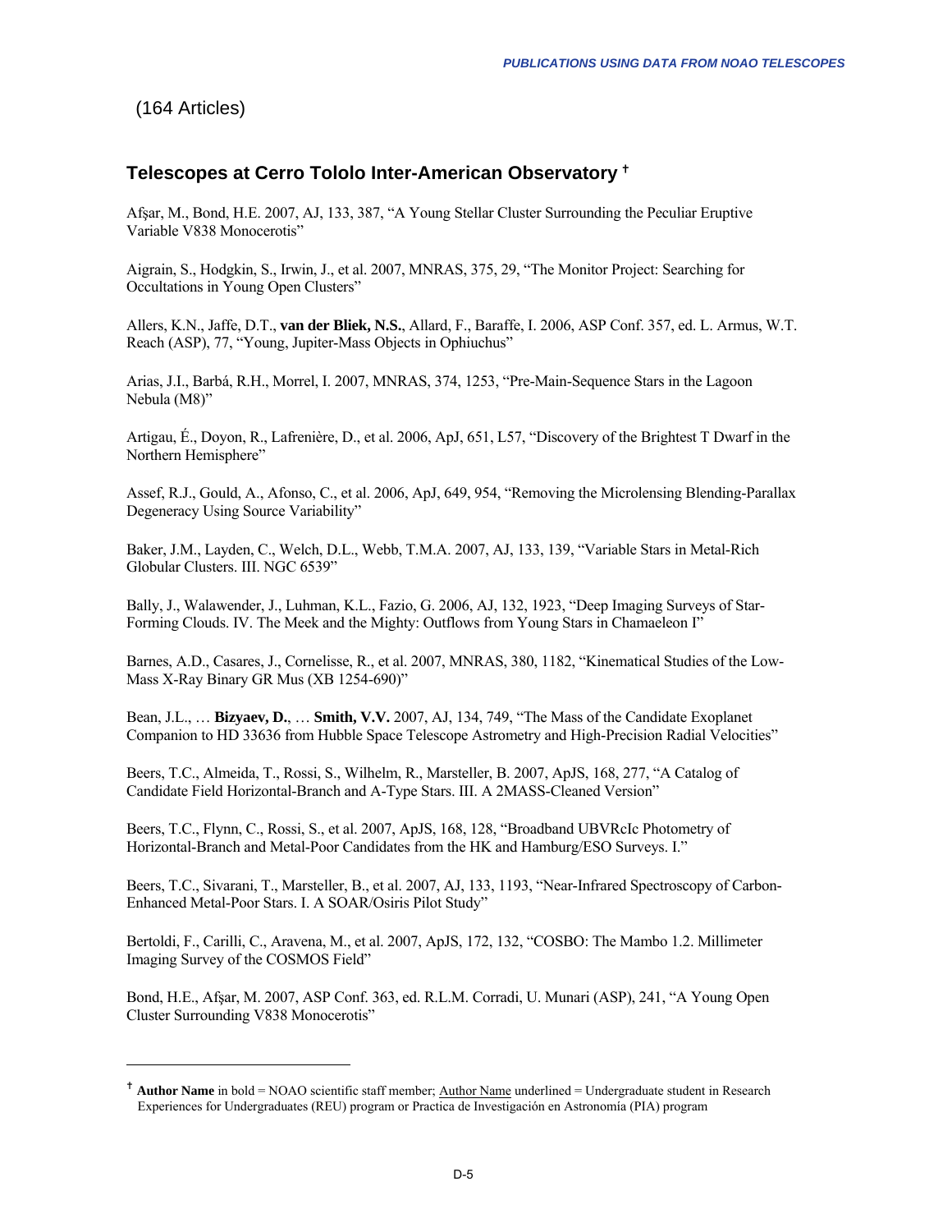(164 Articles)

## Telescopes at Cerro Tololo Inter-American Observatory †

Afşar, M., Bond, H.E. 2007, AJ, 133, 387, "A Young Stellar Cluster Surrounding the Peculiar Eruptive Variable V838 Monocerotis"

Aigrain, S., Hodgkin, S., Irwin, J., et al. 2007, MNRAS, 375, 29, "The Monitor Project: Searching for Occultations in Young Open Clusters"

Allers, K.N., Jaffe, D.T., **van der Bliek, N.S.**, Allard, F., Baraffe, I. 2006, ASP Conf. 357, ed. L. Armus, W.T. Reach (ASP), 77, "Young, Jupiter-Mass Objects in Ophiuchus"

Arias, J.I., Barbá, R.H., Morrel, I. 2007, MNRAS, 374, 1253, "Pre-Main-Sequence Stars in the Lagoon Nebula (M8)"

Artigau, É., Doyon, R., Lafrenière, D., et al. 2006, ApJ, 651, L57, "Discovery of the Brightest T Dwarf in the Northern Hemisphere"

Assef, R.J., Gould, A., Afonso, C., et al. 2006, ApJ, 649, 954, "Removing the Microlensing Blending-Parallax Degeneracy Using Source Variability"

Baker, J.M., Layden, C., Welch, D.L., Webb, T.M.A. 2007, AJ, 133, 139, "Variable Stars in Metal-Rich Globular Clusters. III. NGC 6539"

Bally, J., Walawender, J., Luhman, K.L., Fazio, G. 2006, AJ, 132, 1923, "Deep Imaging Surveys of Star-Forming Clouds. IV. The Meek and the Mighty: Outflows from Young Stars in Chamaeleon I"

Barnes, A.D., Casares, J., Cornelisse, R., et al. 2007, MNRAS, 380, 1182, "Kinematical Studies of the Low-Mass X-Ray Binary GR Mus (XB 1254-690)"

Bean, J.L., … **Bizyaev, D.**, … **Smith, V.V.** 2007, AJ, 134, 749, "The Mass of the Candidate Exoplanet Companion to HD 33636 from Hubble Space Telescope Astrometry and High-Precision Radial Velocities"

Beers, T.C., Almeida, T., Rossi, S., Wilhelm, R., Marsteller, B. 2007, ApJS, 168, 277, "A Catalog of Candidate Field Horizontal-Branch and A-Type Stars. III. A 2MASS-Cleaned Version"

Beers, T.C., Flynn, C., Rossi, S., et al. 2007, ApJS, 168, 128, "Broadband UBVRcIc Photometry of Horizontal-Branch and Metal-Poor Candidates from the HK and Hamburg/ESO Surveys. I."

Beers, T.C., Sivarani, T., Marsteller, B., et al. 2007, AJ, 133, 1193, "Near-Infrared Spectroscopy of Carbon-Enhanced Metal-Poor Stars. I. A SOAR/Osiris Pilot Study"

Bertoldi, F., Carilli, C., Aravena, M., et al. 2007, ApJS, 172, 132, "COSBO: The Mambo 1.2. Millimeter Imaging Survey of the COSMOS Field"

Bond, H.E., Afşar, M. 2007, ASP Conf. 363, ed. R.L.M. Corradi, U. Munari (ASP), 241, "A Young Open Cluster Surrounding V838 Monocerotis"

---

† **Author Name** in bold = NOAO scientific staff member; Author Name underlined = Undergraduate student in Research Experiences for Undergraduates (REU) program or Practica de Investigación en Astronomía (PIA) program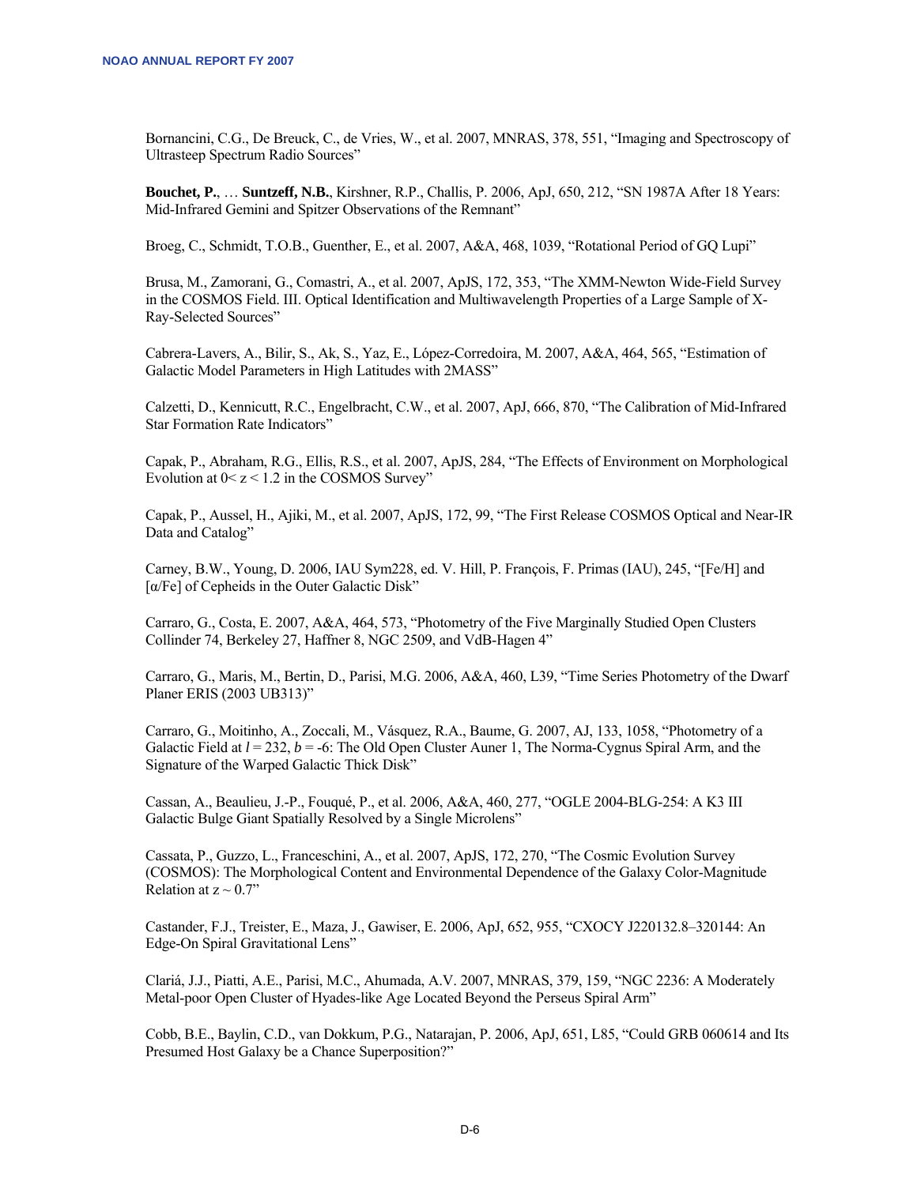Bornancini, C.G., De Breuck, C., de Vries, W., et al. 2007, MNRAS, 378, 551, "Imaging and Spectroscopy of Ultrasteep Spectrum Radio Sources"

**Bouchet, P.**, … **Suntzeff, N.B.**, Kirshner, R.P., Challis, P. 2006, ApJ, 650, 212, "SN 1987A After 18 Years: Mid-Infrared Gemini and Spitzer Observations of the Remnant"

Broeg, C., Schmidt, T.O.B., Guenther, E., et al. 2007, A&A, 468, 1039, "Rotational Period of GQ Lupi"

Brusa, M., Zamorani, G., Comastri, A., et al. 2007, ApJS, 172, 353, "The XMM-Newton Wide-Field Survey in the COSMOS Field. III. Optical Identification and Multiwavelength Properties of a Large Sample of X-Ray-Selected Sources"

Cabrera-Lavers, A., Bilir, S., Ak, S., Yaz, E., López-Corredoira, M. 2007, A&A, 464, 565, "Estimation of Galactic Model Parameters in High Latitudes with 2MASS"

Calzetti, D., Kennicutt, R.C., Engelbracht, C.W., et al. 2007, ApJ, 666, 870, "The Calibration of Mid-Infrared Star Formation Rate Indicators"

Capak, P., Abraham, R.G., Ellis, R.S., et al. 2007, ApJS, 284, "The Effects of Environment on Morphological Evolution at $0 < z < 1.2$ in the COSMOS Survey"

Capak, P., Aussel, H., Ajiki, M., et al. 2007, ApJS, 172, 99, "The First Release COSMOS Optical and Near-IR Data and Catalog"

Carney, B.W., Young, D. 2006, IAU Sym228, ed. V. Hill, P. François, F. Primas (IAU), 245, "[Fe/H] and [α/Fe] of Cepheids in the Outer Galactic Disk"

Carraro, G., Costa, E. 2007, A&A, 464, 573, "Photometry of the Five Marginally Studied Open Clusters Collinder 74, Berkeley 27, Haffner 8, NGC 2509, and VdB-Hagen 4"

Carraro, G., Maris, M., Bertin, D., Parisi, M.G. 2006, A&A, 460, L39, "Time Series Photometry of the Dwarf Planer ERIS (2003 UB313)"

Carraro, G., Moitinho, A., Zoccali, M., Vásquez, R.A., Baume, G. 2007, AJ, 133, 1058, "Photometry of a Galactic Field at $l = 232$, $b = -6$: The Old Open Cluster Auner 1, The Norma-Cygnus Spiral Arm, and the Signature of the Warped Galactic Thick Disk"

Cassan, A., Beaulieu, J.-P., Fouqué, P., et al. 2006, A&A, 460, 277, "OGLE 2004-BLG-254: A K3 III Galactic Bulge Giant Spatially Resolved by a Single Microlens"

Cassata, P., Guzzo, L., Franceschini, A., et al. 2007, ApJS, 172, 270, "The Cosmic Evolution Survey (COSMOS): The Morphological Content and Environmental Dependence of the Galaxy Color-Magnitude Relation at $z \sim 0.7$"

Castander, F.J., Treister, E., Maza, J., Gawiser, E. 2006, ApJ, 652, 955, "CXOCY J220132.8–320144: An Edge-On Spiral Gravitational Lens"

Clariá, J.J., Piatti, A.E., Parisi, M.C., Ahumada, A.V. 2007, MNRAS, 379, 159, "NGC 2236: A Moderately Metal-poor Open Cluster of Hyades-like Age Located Beyond the Perseus Spiral Arm"

Cobb, B.E., Baylin, C.D., van Dokkum, P.G., Natarajan, P. 2006, ApJ, 651, L85, "Could GRB 060614 and Its Presumed Host Galaxy be a Chance Superposition?"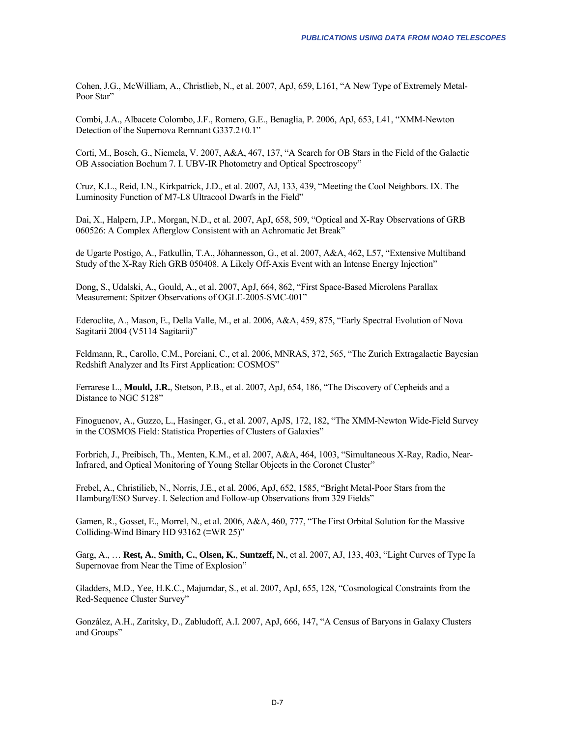Cohen, J.G., McWilliam, A., Christlieb, N., et al. 2007, ApJ, 659, L161, “A New Type of Extremely Metal-Poor Star”

Combi, J.A., Albacete Colombo, J.F., Romero, G.E., Benaglia, P. 2006, ApJ, 653, L41, “XMM-Newton Detection of the Supernova Remnant G337.2+0.1”

Corti, M., Bosch, G., Niemela, V. 2007, A&A, 467, 137, “A Search for OB Stars in the Field of the Galactic OB Association Bochum 7. I. UBV-IR Photometry and Optical Spectroscopy”

Cruz, K.L., Reid, I.N., Kirkpatrick, J.D., et al. 2007, AJ, 133, 439, “Meeting the Cool Neighbors. IX. The Luminosity Function of M7-L8 Ultracool Dwarfs in the Field”

Dai, X., Halpern, J.P., Morgan, N.D., et al. 2007, ApJ, 658, 509, “Optical and X-Ray Observations of GRB 060526: A Complex Afterglow Consistent with an Achromatic Jet Break”

de Ugarte Postigo, A., Fatkullin, T.A., Jóhannesson, G., et al. 2007, A&A, 462, L57, “Extensive Multiband Study of the X-Ray Rich GRB 050408. A Likely Off-Axis Event with an Intense Energy Injection”

Dong, S., Udalski, A., Gould, A., et al. 2007, ApJ, 664, 862, “First Space-Based Microlens Parallax Measurement: Spitzer Observations of OGLE-2005-SMC-001”

Ederoclite, A., Mason, E., Della Valle, M., et al. 2006, A&A, 459, 875, “Early Spectral Evolution of Nova Sagitarii 2004 (V5114 Sagitarii)”

Feldmann, R., Carollo, C.M., Porciani, C., et al. 2006, MNRAS, 372, 565, “The Zurich Extragalactic Bayesian Redshift Analyzer and Its First Application: COSMOS”

Ferrarese L., **Mould, J.R.**, Stetson, P.B., et al. 2007, ApJ, 654, 186, “The Discovery of Cepheids and a Distance to NGC 5128”

Finoguenov, A., Guzzo, L., Hasinger, G., et al. 2007, ApJS, 172, 182, “The XMM-Newton Wide-Field Survey in the COSMOS Field: Statistica Properties of Clusters of Galaxies”

Forbrich, J., Preibisch, Th., Menten, K.M., et al. 2007, A&A, 464, 1003, “Simultaneous X-Ray, Radio, Near-Infrared, and Optical Monitoring of Young Stellar Objects in the Coronet Cluster”

Frebel, A., Christilieb, N., Norris, J.E., et al. 2006, ApJ, 652, 1585, “Bright Metal-Poor Stars from the Hamburg/ESO Survey. I. Selection and Follow-up Observations from 329 Fields”

Gamen, R., Gosset, E., Morrel, N., et al. 2006, A&A, 460, 777, “The First Orbital Solution for the Massive Colliding-Wind Binary HD 93162 (≡WR 25)”

Garg, A., … **Rest, A.**, **Smith, C.**, **Olsen, K.**, **Suntzeff, N.**, et al. 2007, AJ, 133, 403, “Light Curves of Type Ia Supernovae from Near the Time of Explosion”

Gladders, M.D., Yee, H.K.C., Majumdar, S., et al. 2007, ApJ, 655, 128, “Cosmological Constraints from the Red-Sequence Cluster Survey”

González, A.H., Zaritsky, D., Zabludoff, A.I. 2007, ApJ, 666, 147, “A Census of Baryons in Galaxy Clusters and Groups”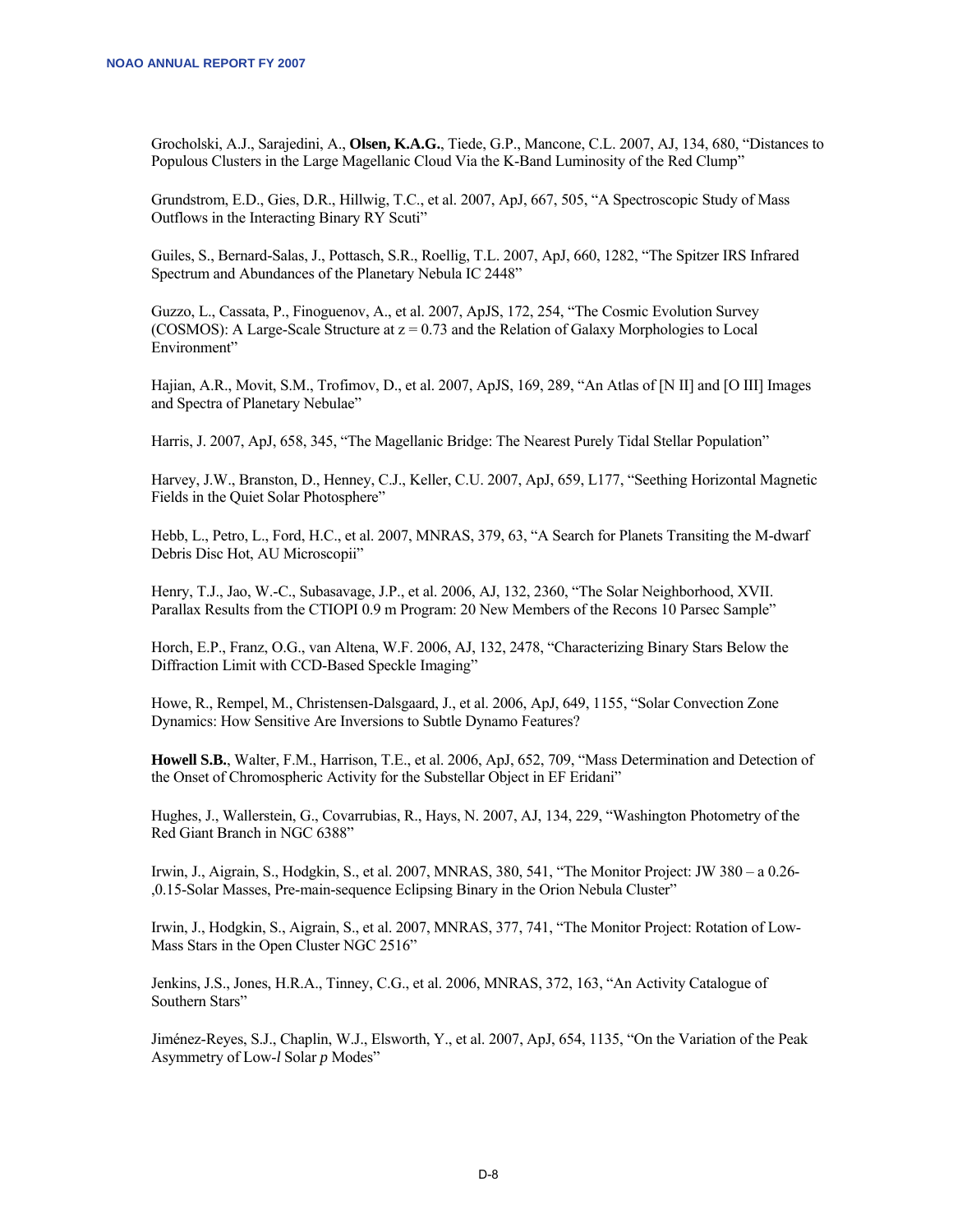Grocholski, A.J., Sarajedini, A., **Olsen, K.A.G.**, Tiede, G.P., Mancone, C.L. 2007, AJ, 134, 680, "Distances to Populous Clusters in the Large Magellanic Cloud Via the K-Band Luminosity of the Red Clump"

Grundstrom, E.D., Gies, D.R., Hillwig, T.C., et al. 2007, ApJ, 667, 505, "A Spectroscopic Study of Mass Outflows in the Interacting Binary RY Scuti"

Guiles, S., Bernard-Salas, J., Pottasch, S.R., Roellig, T.L. 2007, ApJ, 660, 1282, "The Spitzer IRS Infrared Spectrum and Abundances of the Planetary Nebula IC 2448"

Guzzo, L., Cassata, P., Finoguenov, A., et al. 2007, ApJS, 172, 254, "The Cosmic Evolution Survey (COSMOS): A Large-Scale Structure at z = 0.73 and the Relation of Galaxy Morphologies to Local Environment"

Hajian, A.R., Movit, S.M., Trofimov, D., et al. 2007, ApJS, 169, 289, "An Atlas of [N II] and [O III] Images and Spectra of Planetary Nebulae"

Harris, J. 2007, ApJ, 658, 345, "The Magellanic Bridge: The Nearest Purely Tidal Stellar Population"

Harvey, J.W., Branston, D., Henney, C.J., Keller, C.U. 2007, ApJ, 659, L177, "Seething Horizontal Magnetic Fields in the Quiet Solar Photosphere"

Hebb, L., Petro, L., Ford, H.C., et al. 2007, MNRAS, 379, 63, "A Search for Planets Transiting the M-dwarf Debris Disc Hot, AU Microscopii"

Henry, T.J., Jao, W.-C., Subasavage, J.P., et al. 2006, AJ, 132, 2360, "The Solar Neighborhood, XVII. Parallax Results from the CTIOPI 0.9 m Program: 20 New Members of the Recons 10 Parsec Sample"

Horch, E.P., Franz, O.G., van Altena, W.F. 2006, AJ, 132, 2478, "Characterizing Binary Stars Below the Diffraction Limit with CCD-Based Speckle Imaging"

Howe, R., Rempel, M., Christensen-Dalsgaard, J., et al. 2006, ApJ, 649, 1155, "Solar Convection Zone Dynamics: How Sensitive Are Inversions to Subtle Dynamo Features?

**Howell S.B.**, Walter, F.M., Harrison, T.E., et al. 2006, ApJ, 652, 709, "Mass Determination and Detection of the Onset of Chromospheric Activity for the Substellar Object in EF Eridani"

Hughes, J., Wallerstein, G., Covarrubias, R., Hays, N. 2007, AJ, 134, 229, "Washington Photometry of the Red Giant Branch in NGC 6388"

Irwin, J., Aigrain, S., Hodgkin, S., et al. 2007, MNRAS, 380, 541, "The Monitor Project: JW 380 – a 0.26-,0.15-Solar Masses, Pre-main-sequence Eclipsing Binary in the Orion Nebula Cluster"

Irwin, J., Hodgkin, S., Aigrain, S., et al. 2007, MNRAS, 377, 741, "The Monitor Project: Rotation of Low-Mass Stars in the Open Cluster NGC 2516"

Jenkins, J.S., Jones, H.R.A., Tinney, C.G., et al. 2006, MNRAS, 372, 163, "An Activity Catalogue of Southern Stars"

Jiménez-Reyes, S.J., Chaplin, W.J., Elsworth, Y., et al. 2007, ApJ, 654, 1135, "On the Variation of the Peak Asymmetry of Low-*l* Solar *p* Modes"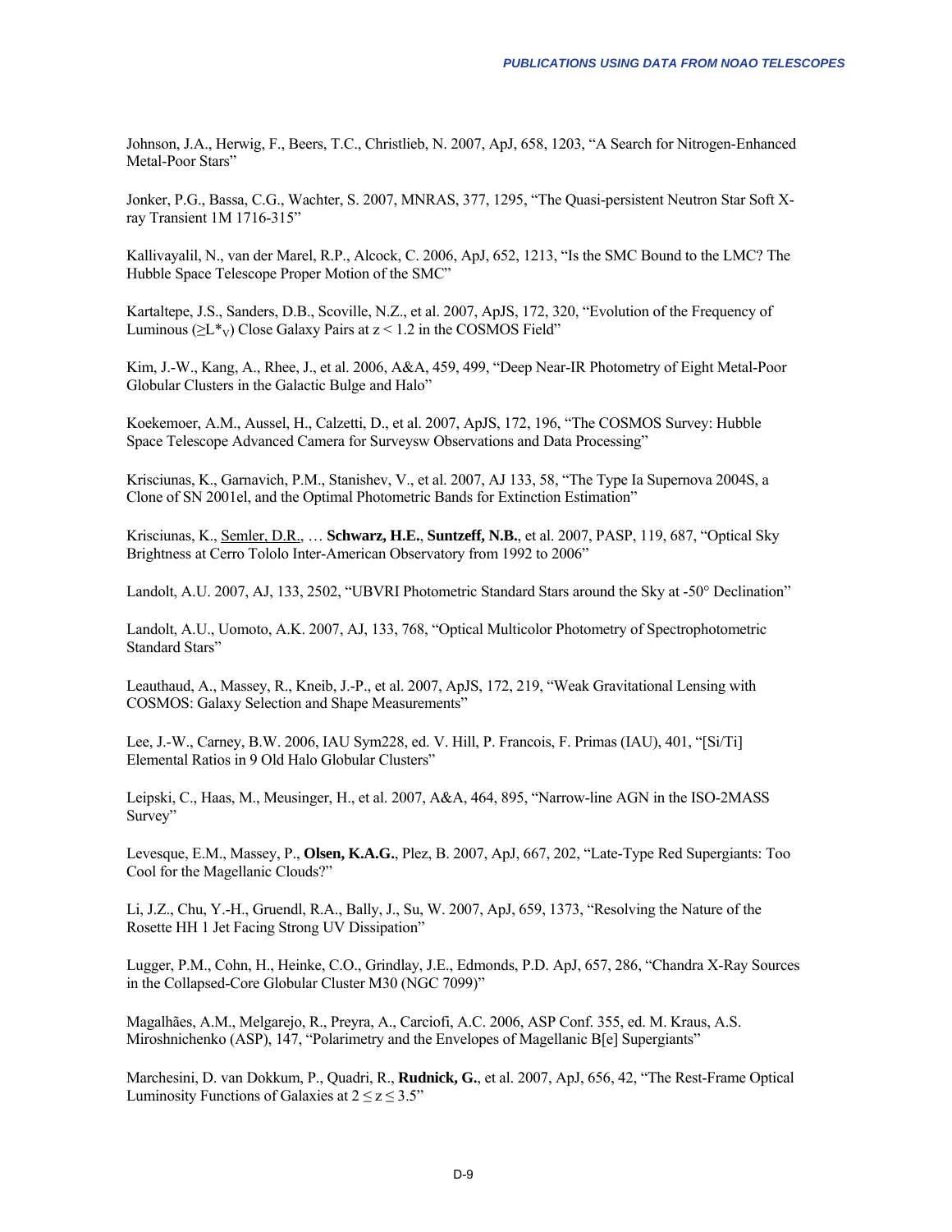Johnson, J.A., Herwig, F., Beers, T.C., Christlieb, N. 2007, ApJ, 658, 1203, "A Search for Nitrogen-Enhanced Metal-Poor Stars"

Jonker, P.G., Bassa, C.G., Wachter, S. 2007, MNRAS, 377, 1295, "The Quasi-persistent Neutron Star Soft X-ray Transient 1M 1716-315"

Kallivayalil, N., van der Marel, R.P., Alcock, C. 2006, ApJ, 652, 1213, "Is the SMC Bound to the LMC? The Hubble Space Telescope Proper Motion of the SMC"

Kartaltepe, J.S., Sanders, D.B., Scoville, N.Z., et al. 2007, ApJS, 172, 320, "Evolution of the Frequency of Luminous ($\geq L^*_V$) Close Galaxy Pairs at $z < 1.2$ in the COSMOS Field"

Kim, J.-W., Kang, A., Rhee, J., et al. 2006, A&A, 459, 499, "Deep Near-IR Photometry of Eight Metal-Poor Globular Clusters in the Galactic Bulge and Halo"

Koekemoer, A.M., Aussel, H., Calzetti, D., et al. 2007, ApJS, 172, 196, "The COSMOS Survey: Hubble Space Telescope Advanced Camera for Surveysw Observations and Data Processing"

Krisciunas, K., Garnavich, P.M., Stanishev, V., et al. 2007, AJ 133, 58, "The Type Ia Supernova 2004S, a Clone of SN 2001el, and the Optimal Photometric Bands for Extinction Estimation"

Krisciunas, K., <u>Semler, D.R.</u>, … **Schwarz, H.E.**, **Suntzeff, N.B.**, et al. 2007, PASP, 119, 687, "Optical Sky Brightness at Cerro Tololo Inter-American Observatory from 1992 to 2006"

Landolt, A.U. 2007, AJ, 133, 2502, "UBVRI Photometric Standard Stars around the Sky at -50° Declination"

Landolt, A.U., Uomoto, A.K. 2007, AJ, 133, 768, "Optical Multicolor Photometry of Spectrophotometric Standard Stars"

Leauthaud, A., Massey, R., Kneib, J.-P., et al. 2007, ApJS, 172, 219, "Weak Gravitational Lensing with COSMOS: Galaxy Selection and Shape Measurements"

Lee, J.-W., Carney, B.W. 2006, IAU Sym228, ed. V. Hill, P. Francois, F. Primas (IAU), 401, "[Si/Ti] Elemental Ratios in 9 Old Halo Globular Clusters"

Leipski, C., Haas, M., Meusinger, H., et al. 2007, A&A, 464, 895, "Narrow-line AGN in the ISO-2MASS Survey"

Levesque, E.M., Massey, P., **Olsen, K.A.G.**, Plez, B. 2007, ApJ, 667, 202, "Late-Type Red Supergiants: Too Cool for the Magellanic Clouds?"

Li, J.Z., Chu, Y.-H., Gruendl, R.A., Bally, J., Su, W. 2007, ApJ, 659, 1373, "Resolving the Nature of the Rosette HH 1 Jet Facing Strong UV Dissipation"

Lugger, P.M., Cohn, H., Heinke, C.O., Grindlay, J.E., Edmonds, P.D. ApJ, 657, 286, "Chandra X-Ray Sources in the Collapsed-Core Globular Cluster M30 (NGC 7099)"

Magalhães, A.M., Melgarejo, R., Preyra, A., Carciofi, A.C. 2006, ASP Conf. 355, ed. M. Kraus, A.S. Miroshnichenko (ASP), 147, "Polarimetry and the Envelopes of Magellanic B[e] Supergiants"

Marchesini, D. van Dokkum, P., Quadri, R., **Rudnick, G.**, et al. 2007, ApJ, 656, 42, "The Rest-Frame Optical Luminosity Functions of Galaxies at $2 \leq z \leq 3.5$"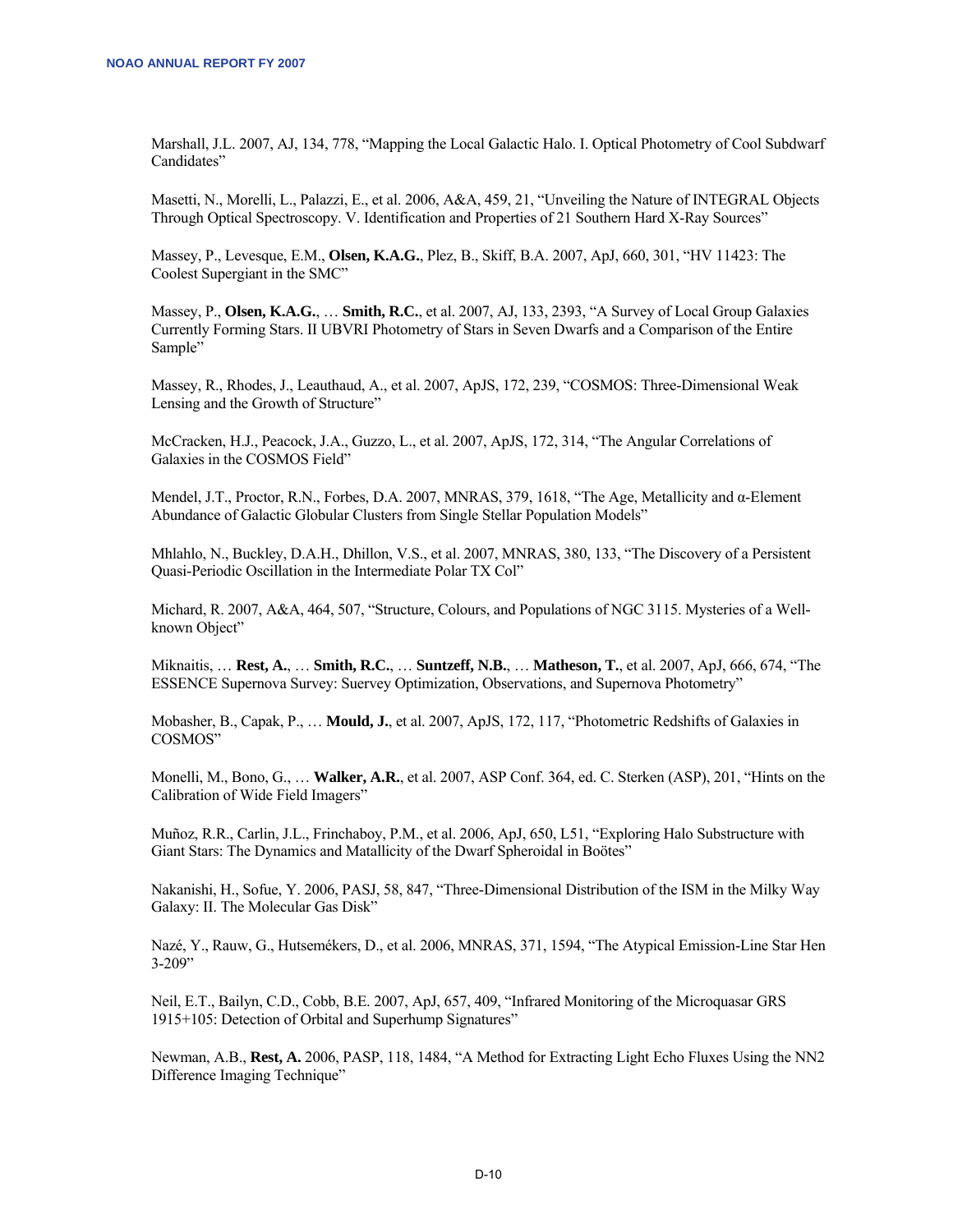Marshall, J.L. 2007, AJ, 134, 778, "Mapping the Local Galactic Halo. I. Optical Photometry of Cool Subdwarf Candidates"

Masetti, N., Morelli, L., Palazzi, E., et al. 2006, A&A, 459, 21, "Unveiling the Nature of INTEGRAL Objects Through Optical Spectroscopy. V. Identification and Properties of 21 Southern Hard X-Ray Sources"

Massey, P., Levesque, E.M., **Olsen, K.A.G.**, Plez, B., Skiff, B.A. 2007, ApJ, 660, 301, "HV 11423: The Coolest Supergiant in the SMC"

Massey, P., **Olsen, K.A.G.**, … **Smith, R.C.**, et al. 2007, AJ, 133, 2393, "A Survey of Local Group Galaxies Currently Forming Stars. II UBVRI Photometry of Stars in Seven Dwarfs and a Comparison of the Entire Sample"

Massey, R., Rhodes, J., Leauthaud, A., et al. 2007, ApJS, 172, 239, "COSMOS: Three-Dimensional Weak Lensing and the Growth of Structure"

McCracken, H.J., Peacock, J.A., Guzzo, L., et al. 2007, ApJS, 172, 314, "The Angular Correlations of Galaxies in the COSMOS Field"

Mendel, J.T., Proctor, R.N., Forbes, D.A. 2007, MNRAS, 379, 1618, "The Age, Metallicity and α-Element Abundance of Galactic Globular Clusters from Single Stellar Population Models"

Mhlahlo, N., Buckley, D.A.H., Dhillon, V.S., et al. 2007, MNRAS, 380, 133, "The Discovery of a Persistent Quasi-Periodic Oscillation in the Intermediate Polar TX Col"

Michard, R. 2007, A&A, 464, 507, "Structure, Colours, and Populations of NGC 3115. Mysteries of a Well-known Object"

Miknaitis, … **Rest, A.**, … **Smith, R.C.**, … **Suntzeff, N.B.**, … **Matheson, T.**, et al. 2007, ApJ, 666, 674, "The ESSENCE Supernova Survey: Suervey Optimization, Observations, and Supernova Photometry"

Mobasher, B., Capak, P., … **Mould, J.**, et al. 2007, ApJS, 172, 117, "Photometric Redshifts of Galaxies in COSMOS"

Monelli, M., Bono, G., … **Walker, A.R.**, et al. 2007, ASP Conf. 364, ed. C. Sterken (ASP), 201, "Hints on the Calibration of Wide Field Imagers"

Muñoz, R.R., Carlin, J.L., Frinchaboy, P.M., et al. 2006, ApJ, 650, L51, "Exploring Halo Substructure with Giant Stars: The Dynamics and Matallicity of the Dwarf Spheroidal in Boötes"

Nakanishi, H., Sofue, Y. 2006, PASJ, 58, 847, "Three-Dimensional Distribution of the ISM in the Milky Way Galaxy: II. The Molecular Gas Disk"

Nazé, Y., Rauw, G., Hutsemékers, D., et al. 2006, MNRAS, 371, 1594, "The Atypical Emission-Line Star Hen 3-209"

Neil, E.T., Bailyn, C.D., Cobb, B.E. 2007, ApJ, 657, 409, "Infrared Monitoring of the Microquasar GRS 1915+105: Detection of Orbital and Superhump Signatures"

Newman, A.B., **Rest, A.** 2006, PASP, 118, 1484, "A Method for Extracting Light Echo Fluxes Using the NN2 Difference Imaging Technique"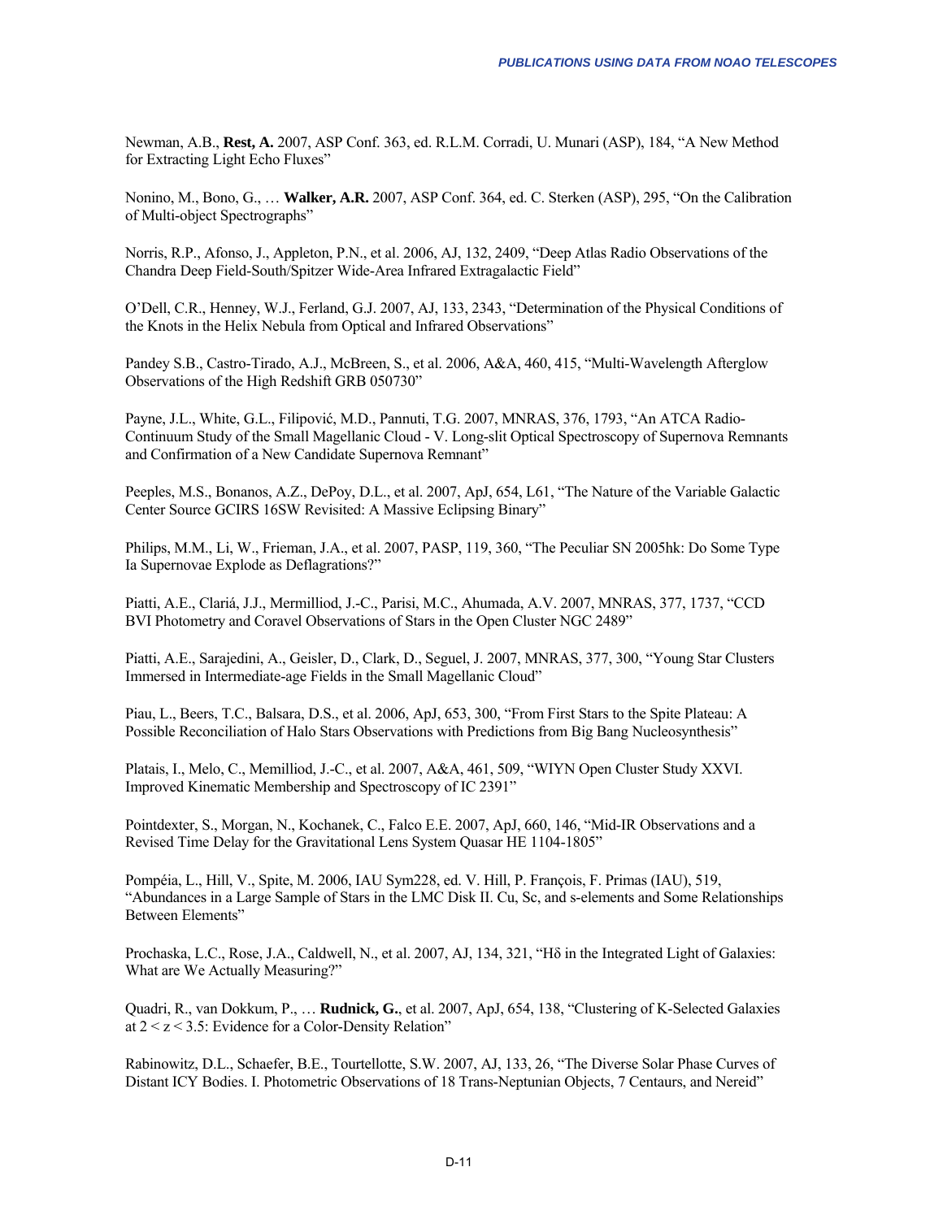Newman, A.B., **Rest, A.** 2007, ASP Conf. 363, ed. R.L.M. Corradi, U. Munari (ASP), 184, "A New Method for Extracting Light Echo Fluxes"

Nonino, M., Bono, G., … **Walker, A.R.** 2007, ASP Conf. 364, ed. C. Sterken (ASP), 295, "On the Calibration of Multi-object Spectrographs"

Norris, R.P., Afonso, J., Appleton, P.N., et al. 2006, AJ, 132, 2409, "Deep Atlas Radio Observations of the Chandra Deep Field-South/Spitzer Wide-Area Infrared Extragalactic Field"

O'Dell, C.R., Henney, W.J., Ferland, G.J. 2007, AJ, 133, 2343, "Determination of the Physical Conditions of the Knots in the Helix Nebula from Optical and Infrared Observations"

Pandey S.B., Castro-Tirado, A.J., McBreen, S., et al. 2006, A&A, 460, 415, "Multi-Wavelength Afterglow Observations of the High Redshift GRB 050730"

Payne, J.L., White, G.L., Filipović, M.D., Pannuti, T.G. 2007, MNRAS, 376, 1793, "An ATCA Radio-Continuum Study of the Small Magellanic Cloud - V. Long-slit Optical Spectroscopy of Supernova Remnants and Confirmation of a New Candidate Supernova Remnant"

Peeples, M.S., Bonanos, A.Z., DePoy, D.L., et al. 2007, ApJ, 654, L61, "The Nature of the Variable Galactic Center Source GCIRS 16SW Revisited: A Massive Eclipsing Binary"

Philips, M.M., Li, W., Frieman, J.A., et al. 2007, PASP, 119, 360, "The Peculiar SN 2005hk: Do Some Type Ia Supernovae Explode as Deflagrations?"

Piatti, A.E., Clariá, J.J., Mermilliod, J.-C., Parisi, M.C., Ahumada, A.V. 2007, MNRAS, 377, 1737, "CCD BVI Photometry and Coravel Observations of Stars in the Open Cluster NGC 2489"

Piatti, A.E., Sarajedini, A., Geisler, D., Clark, D., Seguel, J. 2007, MNRAS, 377, 300, "Young Star Clusters Immersed in Intermediate-age Fields in the Small Magellanic Cloud"

Piau, L., Beers, T.C., Balsara, D.S., et al. 2006, ApJ, 653, 300, "From First Stars to the Spite Plateau: A Possible Reconciliation of Halo Stars Observations with Predictions from Big Bang Nucleosynthesis"

Platais, I., Melo, C., Memilliod, J.-C., et al. 2007, A&A, 461, 509, "WIYN Open Cluster Study XXVI. Improved Kinematic Membership and Spectroscopy of IC 2391"

Pointdexter, S., Morgan, N., Kochanek, C., Falco E.E. 2007, ApJ, 660, 146, "Mid-IR Observations and a Revised Time Delay for the Gravitational Lens System Quasar HE 1104-1805"

Pompéia, L., Hill, V., Spite, M. 2006, IAU Sym228, ed. V. Hill, P. François, F. Primas (IAU), 519, "Abundances in a Large Sample of Stars in the LMC Disk II. Cu, Sc, and s-elements and Some Relationships Between Elements"

Prochaska, L.C., Rose, J.A., Caldwell, N., et al. 2007, AJ, 134, 321, "Hδ in the Integrated Light of Galaxies: What are We Actually Measuring?"

Quadri, R., van Dokkum, P., … **Rudnick, G.**, et al. 2007, ApJ, 654, 138, "Clustering of K-Selected Galaxies at $2 < z < 3.5$: Evidence for a Color-Density Relation"

Rabinowitz, D.L., Schaefer, B.E., Tourtellotte, S.W. 2007, AJ, 133, 26, "The Diverse Solar Phase Curves of Distant ICY Bodies. I. Photometric Observations of 18 Trans-Neptunian Objects, 7 Centaurs, and Nereid"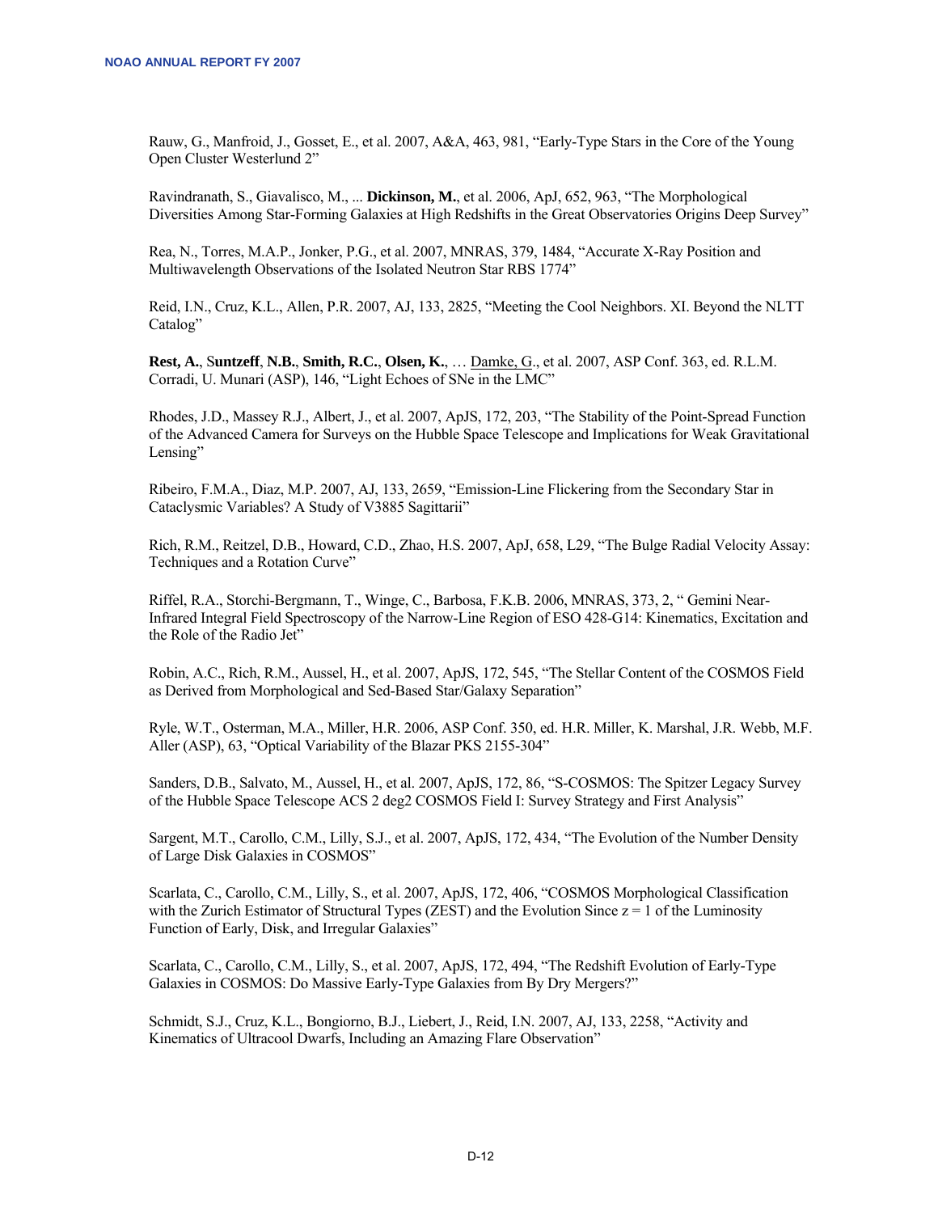Rauw, G., Manfroid, J., Gosset, E., et al. 2007, A&A, 463, 981, "Early-Type Stars in the Core of the Young Open Cluster Westerlund 2"

Ravindranath, S., Giavalisco, M., ... **Dickinson, M.**, et al. 2006, ApJ, 652, 963, "The Morphological Diversities Among Star-Forming Galaxies at High Redshifts in the Great Observatories Origins Deep Survey"

Rea, N., Torres, M.A.P., Jonker, P.G., et al. 2007, MNRAS, 379, 1484, "Accurate X-Ray Position and Multiwavelength Observations of the Isolated Neutron Star RBS 1774"

Reid, I.N., Cruz, K.L., Allen, P.R. 2007, AJ, 133, 2825, "Meeting the Cool Neighbors. XI. Beyond the NLTT Catalog"

**Rest, A.**, S**untzeff**, **N.B.**, **Smith, R.C.**, **Olsen, K.**, … Damke, G., et al. 2007, ASP Conf. 363, ed. R.L.M. Corradi, U. Munari (ASP), 146, "Light Echoes of SNe in the LMC"

Rhodes, J.D., Massey R.J., Albert, J., et al. 2007, ApJS, 172, 203, "The Stability of the Point-Spread Function of the Advanced Camera for Surveys on the Hubble Space Telescope and Implications for Weak Gravitational Lensing"

Ribeiro, F.M.A., Diaz, M.P. 2007, AJ, 133, 2659, "Emission-Line Flickering from the Secondary Star in Cataclysmic Variables? A Study of V3885 Sagittarii"

Rich, R.M., Reitzel, D.B., Howard, C.D., Zhao, H.S. 2007, ApJ, 658, L29, "The Bulge Radial Velocity Assay: Techniques and a Rotation Curve"

Riffel, R.A., Storchi-Bergmann, T., Winge, C., Barbosa, F.K.B. 2006, MNRAS, 373, 2, " Gemini Near-Infrared Integral Field Spectroscopy of the Narrow-Line Region of ESO 428-G14: Kinematics, Excitation and the Role of the Radio Jet"

Robin, A.C., Rich, R.M., Aussel, H., et al. 2007, ApJS, 172, 545, "The Stellar Content of the COSMOS Field as Derived from Morphological and Sed-Based Star/Galaxy Separation"

Ryle, W.T., Osterman, M.A., Miller, H.R. 2006, ASP Conf. 350, ed. H.R. Miller, K. Marshal, J.R. Webb, M.F. Aller (ASP), 63, "Optical Variability of the Blazar PKS 2155-304"

Sanders, D.B., Salvato, M., Aussel, H., et al. 2007, ApJS, 172, 86, "S-COSMOS: The Spitzer Legacy Survey of the Hubble Space Telescope ACS 2 deg2 COSMOS Field I: Survey Strategy and First Analysis"

Sargent, M.T., Carollo, C.M., Lilly, S.J., et al. 2007, ApJS, 172, 434, "The Evolution of the Number Density of Large Disk Galaxies in COSMOS"

Scarlata, C., Carollo, C.M., Lilly, S., et al. 2007, ApJS, 172, 406, "COSMOS Morphological Classification with the Zurich Estimator of Structural Types (ZEST) and the Evolution Since $z = 1$ of the Luminosity Function of Early, Disk, and Irregular Galaxies"

Scarlata, C., Carollo, C.M., Lilly, S., et al. 2007, ApJS, 172, 494, "The Redshift Evolution of Early-Type Galaxies in COSMOS: Do Massive Early-Type Galaxies from By Dry Mergers?"

Schmidt, S.J., Cruz, K.L., Bongiorno, B.J., Liebert, J., Reid, I.N. 2007, AJ, 133, 2258, "Activity and Kinematics of Ultracool Dwarfs, Including an Amazing Flare Observation"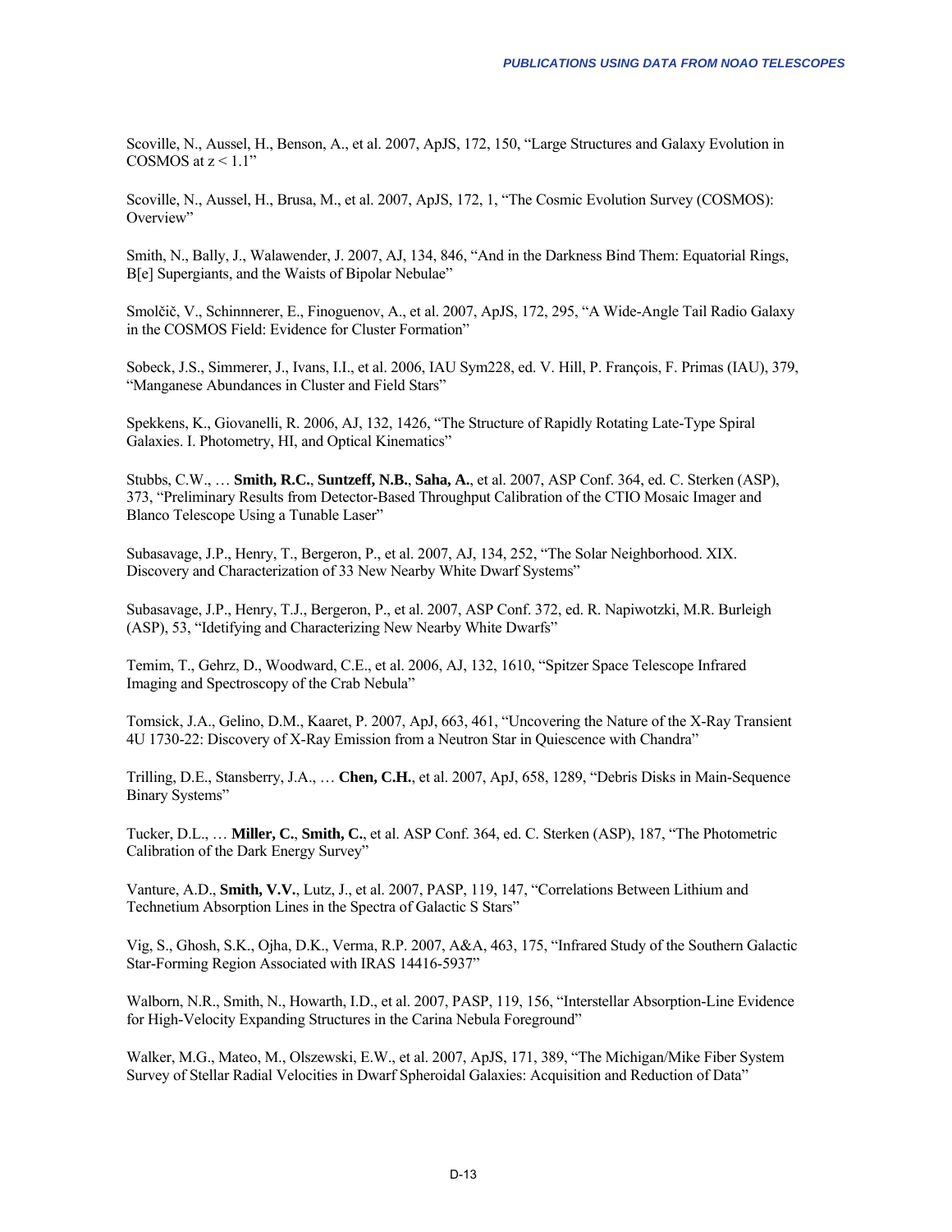Scoville, N., Aussel, H., Benson, A., et al. 2007, ApJS, 172, 150, “Large Structures and Galaxy Evolution in COSMOS at z < 1.1”

Scoville, N., Aussel, H., Brusa, M., et al. 2007, ApJS, 172, 1, “The Cosmic Evolution Survey (COSMOS): Overview”

Smith, N., Bally, J., Walawender, J. 2007, AJ, 134, 846, “And in the Darkness Bind Them: Equatorial Rings, B[e] Supergiants, and the Waists of Bipolar Nebulae”

Smolčič, V., Schinnnerer, E., Finoguenov, A., et al. 2007, ApJS, 172, 295, “A Wide-Angle Tail Radio Galaxy in the COSMOS Field: Evidence for Cluster Formation”

Sobeck, J.S., Simmerer, J., Ivans, I.I., et al. 2006, IAU Sym228, ed. V. Hill, P. François, F. Primas (IAU), 379, “Manganese Abundances in Cluster and Field Stars”

Spekkens, K., Giovanelli, R. 2006, AJ, 132, 1426, “The Structure of Rapidly Rotating Late-Type Spiral Galaxies. I. Photometry, HI, and Optical Kinematics”

Stubbs, C.W., … **Smith, R.C.**, **Suntzeff, N.B.**, **Saha, A.**, et al. 2007, ASP Conf. 364, ed. C. Sterken (ASP), 373, “Preliminary Results from Detector-Based Throughput Calibration of the CTIO Mosaic Imager and Blanco Telescope Using a Tunable Laser”

Subasavage, J.P., Henry, T., Bergeron, P., et al. 2007, AJ, 134, 252, “The Solar Neighborhood. XIX. Discovery and Characterization of 33 New Nearby White Dwarf Systems”

Subasavage, J.P., Henry, T.J., Bergeron, P., et al. 2007, ASP Conf. 372, ed. R. Napiwotzki, M.R. Burleigh (ASP), 53, “Idetifying and Characterizing New Nearby White Dwarfs”

Temim, T., Gehrz, D., Woodward, C.E., et al. 2006, AJ, 132, 1610, “Spitzer Space Telescope Infrared Imaging and Spectroscopy of the Crab Nebula”

Tomsick, J.A., Gelino, D.M., Kaaret, P. 2007, ApJ, 663, 461, “Uncovering the Nature of the X-Ray Transient 4U 1730-22: Discovery of X-Ray Emission from a Neutron Star in Quiescence with Chandra”

Trilling, D.E., Stansberry, J.A., … **Chen, C.H.**, et al. 2007, ApJ, 658, 1289, “Debris Disks in Main-Sequence Binary Systems”

Tucker, D.L., … **Miller, C.**, **Smith, C.**, et al. ASP Conf. 364, ed. C. Sterken (ASP), 187, “The Photometric Calibration of the Dark Energy Survey”

Vanture, A.D., **Smith, V.V.**, Lutz, J., et al. 2007, PASP, 119, 147, “Correlations Between Lithium and Technetium Absorption Lines in the Spectra of Galactic S Stars”

Vig, S., Ghosh, S.K., Ojha, D.K., Verma, R.P. 2007, A&A, 463, 175, “Infrared Study of the Southern Galactic Star-Forming Region Associated with IRAS 14416-5937”

Walborn, N.R., Smith, N., Howarth, I.D., et al. 2007, PASP, 119, 156, “Interstellar Absorption-Line Evidence for High-Velocity Expanding Structures in the Carina Nebula Foreground”

Walker, M.G., Mateo, M., Olszewski, E.W., et al. 2007, ApJS, 171, 389, “The Michigan/Mike Fiber System Survey of Stellar Radial Velocities in Dwarf Spheroidal Galaxies: Acquisition and Reduction of Data”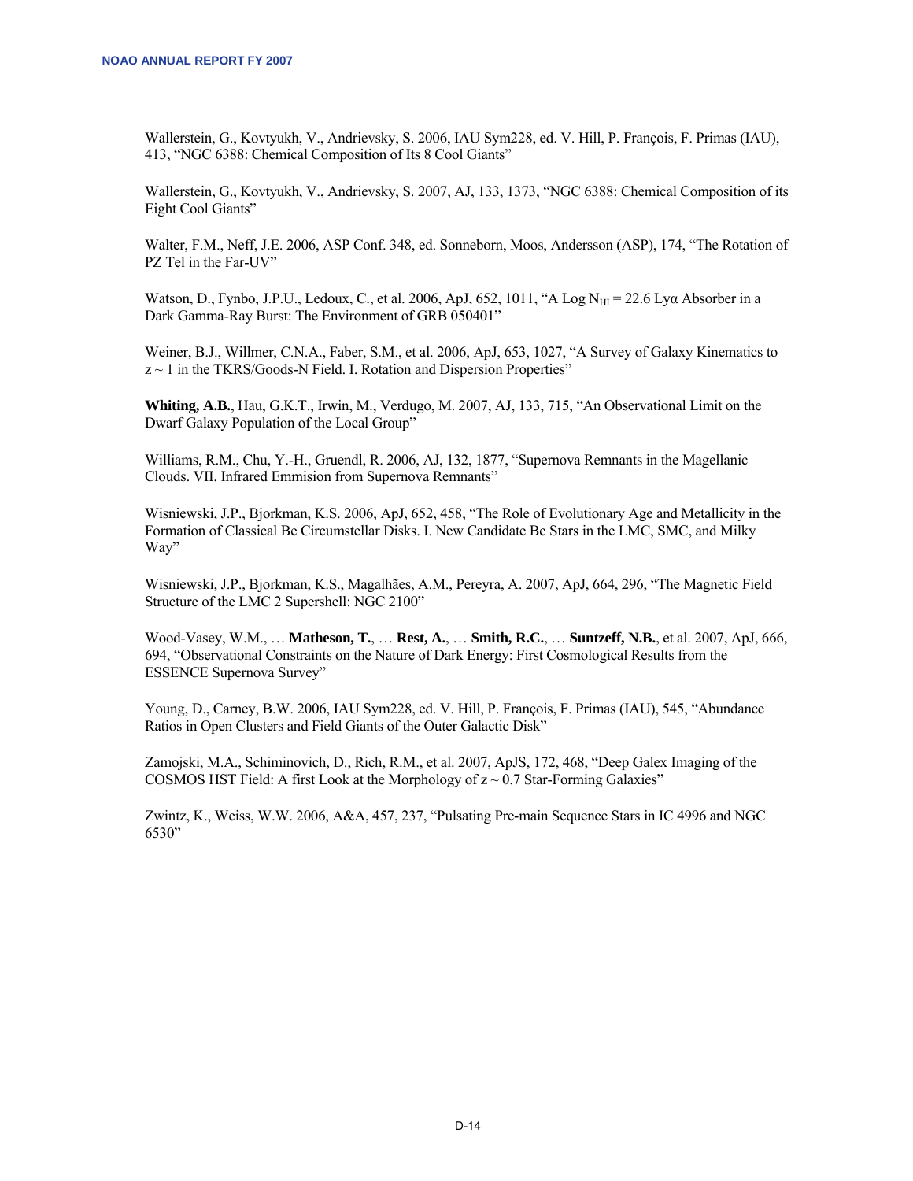Wallerstein, G., Kovtyukh, V., Andrievsky, S. 2006, IAU Sym228, ed. V. Hill, P. François, F. Primas (IAU), 413, "NGC 6388: Chemical Composition of Its 8 Cool Giants"

Wallerstein, G., Kovtyukh, V., Andrievsky, S. 2007, AJ, 133, 1373, "NGC 6388: Chemical Composition of its Eight Cool Giants"

Walter, F.M., Neff, J.E. 2006, ASP Conf. 348, ed. Sonneborn, Moos, Andersson (ASP), 174, "The Rotation of PZ Tel in the Far-UV"

Watson, D., Fynbo, J.P.U., Ledoux, C., et al. 2006, ApJ, 652, 1011, "A Log $N_{HI}$ = 22.6 Lyα Absorber in a Dark Gamma-Ray Burst: The Environment of GRB 050401"

Weiner, B.J., Willmer, C.N.A., Faber, S.M., et al. 2006, ApJ, 653, 1027, "A Survey of Galaxy Kinematics to $z \sim 1$ in the TKRS/Goods-N Field. I. Rotation and Dispersion Properties"

**Whiting, A.B.**, Hau, G.K.T., Irwin, M., Verdugo, M. 2007, AJ, 133, 715, "An Observational Limit on the Dwarf Galaxy Population of the Local Group"

Williams, R.M., Chu, Y.-H., Gruendl, R. 2006, AJ, 132, 1877, "Supernova Remnants in the Magellanic Clouds. VII. Infrared Emmision from Supernova Remnants"

Wisniewski, J.P., Bjorkman, K.S. 2006, ApJ, 652, 458, "The Role of Evolutionary Age and Metallicity in the Formation of Classical Be Circumstellar Disks. I. New Candidate Be Stars in the LMC, SMC, and Milky Way"

Wisniewski, J.P., Bjorkman, K.S., Magalhães, A.M., Pereyra, A. 2007, ApJ, 664, 296, "The Magnetic Field Structure of the LMC 2 Supershell: NGC 2100"

Wood-Vasey, W.M., … **Matheson, T.**, … **Rest, A.**, … **Smith, R.C.**, … **Suntzeff, N.B.**, et al. 2007, ApJ, 666, 694, "Observational Constraints on the Nature of Dark Energy: First Cosmological Results from the ESSENCE Supernova Survey"

Young, D., Carney, B.W. 2006, IAU Sym228, ed. V. Hill, P. François, F. Primas (IAU), 545, "Abundance Ratios in Open Clusters and Field Giants of the Outer Galactic Disk"

Zamojski, M.A., Schiminovich, D., Rich, R.M., et al. 2007, ApJS, 172, 468, "Deep Galex Imaging of the COSMOS HST Field: A first Look at the Morphology of $z \sim 0.7$ Star-Forming Galaxies"

Zwintz, K., Weiss, W.W. 2006, A&A, 457, 237, "Pulsating Pre-main Sequence Stars in IC 4996 and NGC 6530"